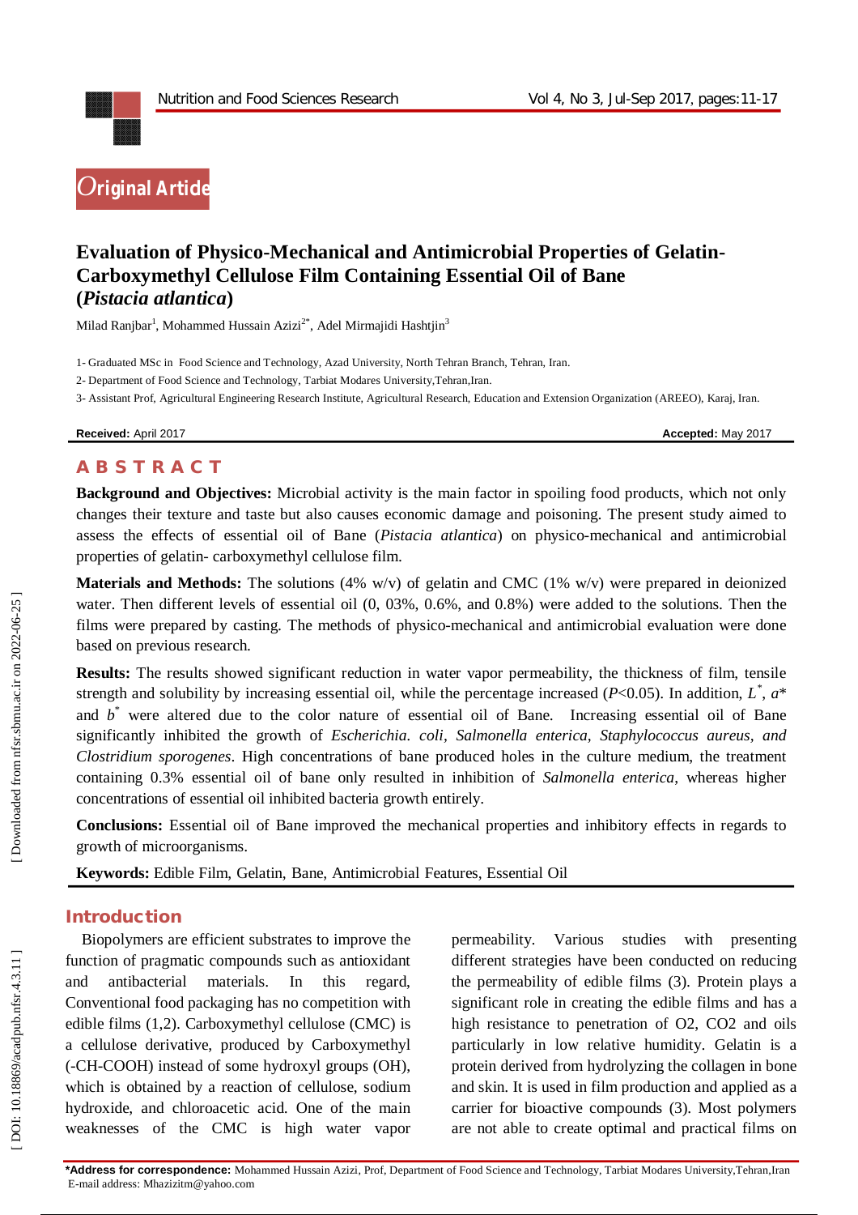Original Article

# Evaluation of Physico-Mechanical and Antimicrobial Properties of Gelatin-Carboxymethyl Cellulose Film Containing Essential Oil of Bane (*Pistacia atlantica*)

Milad Ranjbar[1], Mohammed Hussain Azizi[2*], Adel Mirmajidi Hashtjin[3]

1- Graduated MSc in Food Science and Technology, Azad University, North Tehran Branch, Tehran, Iran.

2- Department of Food Science and Technology, Tarbiat Modares University,Tehran,Iran.

3- Assistant Prof, Agricultural Engineering Research Institute, Agricultural Research, Education and Extension Organization (AREEO), Karaj, Iran.

**Received:** April 2017 **Accepted:** May 2017

## ABSTRACT

**Background and Objectives:** Microbial activity is the main factor in spoiling food products, which not only changes their texture and taste but also causes economic damage and poisoning. The present study aimed to assess the effects of essential oil of Bane (*Pistacia atlantica*) on physico-mechanical and antimicrobial properties of gelatin- carboxymethyl cellulose film.

**Materials and Methods:** The solutions (4% w/v) of gelatin and CMC (1% w/v) were prepared in deionized water. Then different levels of essential oil (0, 03%, 0.6%, and 0.8%) were added to the solutions. Then the films were prepared by casting. The methods of physico-mechanical and antimicrobial evaluation were done based on previous research.

**Results:** The results showed significant reduction in water vapor permeability, the thickness of film, tensile strength and solubility by increasing essential oil, while the percentage increased ($P$<0.05). In addition, $L^*$, $a^*$ and $b^*$ were altered due to the color nature of essential oil of Bane. Increasing essential oil of Bane significantly inhibited the growth of *Escherichia. coli*, *Salmonella enterica*, *Staphylococcus aureus*, *and Clostridium sporogenes*. High concentrations of bane produced holes in the culture medium, the treatment containing 0.3% essential oil of bane only resulted in inhibition of *Salmonella enterica*, whereas higher concentrations of essential oil inhibited bacteria growth entirely.

**Conclusions:** Essential oil of Bane improved the mechanical properties and inhibitory effects in regards to growth of microorganisms.

**Keywords:** Edible Film, Gelatin, Bane, Antimicrobial Features, Essential Oil

## Introduction

Biopolymers are efficient substrates to improve the function of pragmatic compounds such as antioxidant and antibacterial materials. In this regard, Conventional food packaging has no competition with edible films (1,2). Carboxymethyl cellulose (CMC) is a cellulose derivative, produced by Carboxymethyl (-CH-COOH) instead of some hydroxyl groups (OH), which is obtained by a reaction of cellulose, sodium hydroxide, and chloroacetic acid. One of the main weaknesses of the CMC is high water vapor permeability. Various studies with presenting different strategies have been conducted on reducing the permeability of edible films (3). Protein plays a significant role in creating the edible films and has a high resistance to penetration of $O_2$, $CO_2$ and oils particularly in low relative humidity. Gelatin is a protein derived from hydrolyzing the collagen in bone and skin. It is used in film production and applied as a carrier for bioactive compounds (3). Most polymers are not able to create optimal and practical films on

**\*Address for correspondence:** Mohammed Hussain Azizi, Prof, Department of Food Science and Technology, Tarbiat Modares University,Tehran,Iran
E-mail address: Mhazizitm@yahoo.com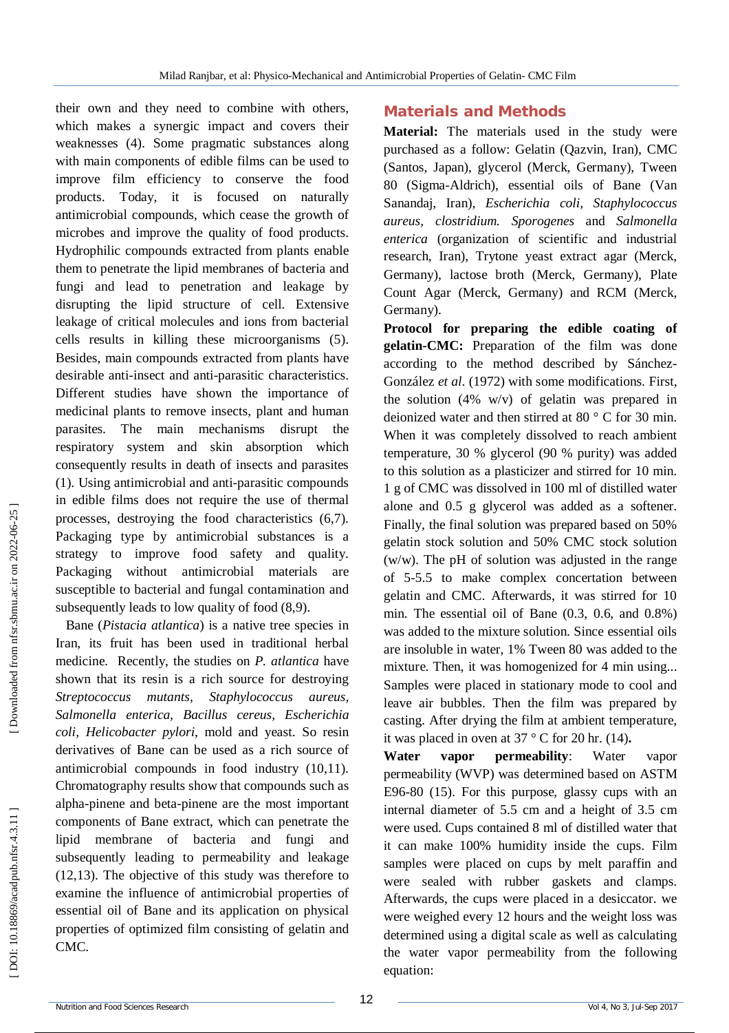their own and they need to combine with others, which makes a synergic impact and covers their weaknesses (4). Some pragmatic substances along with main components of edible films can be used to improve film efficiency to conserve the food products. Today, it is focused on naturally antimicrobial compounds, which cease the growth of microbes and improve the quality of food products. Hydrophilic compounds extracted from plants enable them to penetrate the lipid membranes of bacteria and fungi and lead to penetration and leakage by disrupting the lipid structure of cell. Extensive leakage of critical molecules and ions from bacterial cells results in killing these microorganisms (5). Besides, main compounds extracted from plants have desirable anti-insect and anti-parasitic characteristics. Different studies have shown the importance of medicinal plants to remove insects, plant and human parasites. The main mechanisms disrupt the respiratory system and skin absorption which consequently results in death of insects and parasites (1). Using antimicrobial and anti-parasitic compounds in edible films does not require the use of thermal processes, destroying the food characteristics (6,7). Packaging type by antimicrobial substances is a strategy to improve food safety and quality. Packaging without antimicrobial materials are susceptible to bacterial and fungal contamination and subsequently leads to low quality of food (8,9).

Bane (*Pistacia atlantica*) is a native tree species in Iran, its fruit has been used in traditional herbal medicine. Recently, the studies on *P. atlantica* have shown that its resin is a rich source for destroying *Streptococcus mutants, Staphylococcus aureus, Salmonella enterica, Bacillus cereus, Escherichia coli, Helicobacter pylori*, mold and yeast. So resin derivatives of Bane can be used as a rich source of antimicrobial compounds in food industry (10,11). Chromatography results show that compounds such as alpha-pinene and beta-pinene are the most important components of Bane extract, which can penetrate the lipid membrane of bacteria and fungi and subsequently leading to permeability and leakage (12,13). The objective of this study was therefore to examine the influence of antimicrobial properties of essential oil of Bane and its application on physical properties of optimized film consisting of gelatin and CMC.

## Materials and Methods

**Material:** The materials used in the study were purchased as a follow: Gelatin (Qazvin, Iran), CMC (Santos, Japan), glycerol (Merck, Germany), Tween 80 (Sigma-Aldrich), essential oils of Bane (Van Sanandaj, Iran), *Escherichia coli, Staphylococcus aureus, clostridium. Sporogenes* and *Salmonella enterica* (organization of scientific and industrial research, Iran), Trytone yeast extract agar (Merck, Germany), lactose broth (Merck, Germany), Plate Count Agar (Merck, Germany) and RCM (Merck, Germany).

**Protocol for preparing the edible coating of gelatin-CMC:** Preparation of the film was done according to the method described by Sánchez-González *et al*. (1972) with some modifications. First, the solution (4% w/v) of gelatin was prepared in deionized water and then stirred at 80 ° C for 30 min. When it was completely dissolved to reach ambient temperature, 30 % glycerol (90 % purity) was added to this solution as a plasticizer and stirred for 10 min. 1 g of CMC was dissolved in 100 ml of distilled water alone and 0.5 g glycerol was added as a softener. Finally, the final solution was prepared based on 50% gelatin stock solution and 50% CMC stock solution (w/w). The pH of solution was adjusted in the range of 5-5.5 to make complex concertation between gelatin and CMC. Afterwards, it was stirred for 10 min. The essential oil of Bane (0.3, 0.6, and 0.8%) was added to the mixture solution. Since essential oils are insoluble in water, 1% Tween 80 was added to the mixture. Then, it was homogenized for 4 min using... Samples were placed in stationary mode to cool and leave air bubbles. Then the film was prepared by casting. After drying the film at ambient temperature, it was placed in oven at 37 ° C for 20 hr. (14)**.**

**Water vapor permeability**: Water vapor permeability (WVP) was determined based on ASTM E96-80 (15). For this purpose, glassy cups with an internal diameter of 5.5 cm and a height of 3.5 cm were used. Cups contained 8 ml of distilled water that it can make 100% humidity inside the cups. Film samples were placed on cups by melt paraffin and were sealed with rubber gaskets and clamps. Afterwards, the cups were placed in a desiccator. we were weighed every 12 hours and the weight loss was determined using a digital scale as well as calculating the water vapor permeability from the following equation: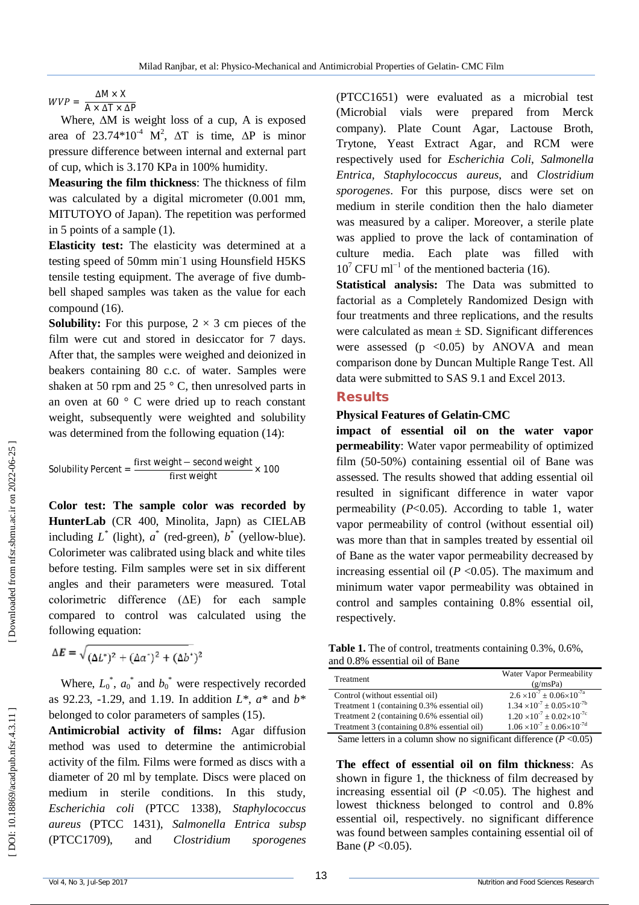$$WVP = \frac{\Delta M \times X}{A \times \Delta T \times \Delta P}$$

Where, ΔM is weight loss of a cup, A is exposed area of 23.74*$10^{-4}$ $M^2$, ΔT is time, ΔP is minor pressure difference between internal and external part of cup, which is 3.170 KPa in 100% humidity.

**Measuring the film thickness**: The thickness of film was calculated by a digital micrometer (0.001 mm, MITUTOYO of Japan). The repetition was performed in 5 points of a sample (1).

**Elasticity test:** The elasticity was determined at a testing speed of 50mm min-1 using Hounsfield H5KS tensile testing equipment. The average of five dumb-bell shaped samples was taken as the value for each compound (16).

**Solubility:** For this purpose, 2 × 3 cm pieces of the film were cut and stored in desiccator for 7 days. After that, the samples were weighed and deionized in beakers containing 80 c.c. of water. Samples were shaken at 50 rpm and 25 ° C, then unresolved parts in an oven at 60 ° C were dried up to reach constant weight, subsequently were weighted and solubility was determined from the following equation (14):

$$\text{Solubility Percent} = \frac{\text{first weight} - \text{second weight}}{\text{first weight}} \times 100$$

**Color test: The sample color was recorded by HunterLab** (CR 400, Minolita, Japn) as CIELAB including $L^*$ (light), $a^*$ (red-green), $b^*$ (yellow-blue). Colorimeter was calibrated using black and white tiles before testing. Film samples were set in six different angles and their parameters were measured. Total colorimetric difference (ΔE) for each sample compared to control was calculated using the following equation:

$$\Delta E = \sqrt{(\Delta L^*)^2 + (\Delta a^*)^2 + (\Delta b^*)^2}$$

Where, $L_0^*$, $a_0^*$ and $b_0^*$ were respectively recorded as 92.23, -1.29, and 1.19. In addition $L^*$, $a^*$ and $b^*$ belonged to color parameters of samples (15).

**Antimicrobial activity of films:** Agar diffusion method was used to determine the antimicrobial activity of the film. Films were formed as discs with a diameter of 20 ml by template. Discs were placed on medium in sterile conditions. In this study, *Escherichia coli* (PTCC 1338), *Staphylococcus aureus* (PTCC 1431), *Salmonella Entrica subsp* (PTCC1709), and *Clostridium sporogenes* (PTCC1651) were evaluated as a microbial test (Microbial vials were prepared from Merck company). Plate Count Agar, Lactouse Broth, Trytone, Yeast Extract Agar, and RCM were respectively used for *Escherichia Coli*, *Salmonella Entrica*, *Staphylococcus aureus*, and *Clostridium sporogenes*. For this purpose, discs were set on medium in sterile condition then the halo diameter was measured by a caliper. Moreover, a sterile plate was applied to prove the lack of contamination of culture media. Each plate was filled with $10^7$ CFU $ml^{-1}$ of the mentioned bacteria (16).

**Statistical analysis:** The Data was submitted to factorial as a Completely Randomized Design with four treatments and three replications, and the results were calculated as mean ± SD. Significant differences were assessed ($p < 0.05$) by ANOVA and mean comparison done by Duncan Multiple Range Test. All data were submitted to SAS 9.1 and Excel 2013.

## Results

### Physical Features of Gelatin-CMC

**impact of essential oil on the water vapor permeability**: Water vapor permeability of optimized film (50-50%) containing essential oil of Bane was assessed. The results showed that adding essential oil resulted in significant difference in water vapor permeability ($P<0.05$). According to table 1, water vapor permeability of control (without essential oil) was more than that in samples treated by essential oil of Bane as the water vapor permeability decreased by increasing essential oil ($P<0.05$). The maximum and minimum water vapor permeability was obtained in control and samples containing 0.8% essential oil, respectively.

**Table 1.** The of control, treatments containing 0.3%, 0.6%, and 0.8% essential oil of Bane

| Treatment | Water Vapor Permeability (g/msPa) |
|---|---|
| Control (without essential oil) | $2.6 \times 10^{-7} \pm 0.06 \times 10^{-7a}$ |
| Treatment 1 (containing 0.3% essential oil) | $1.34 \times 10^{-7} \pm 0.05 \times 10^{-7b}$ |
| Treatment 2 (containing 0.6% essential oil) | $1.20 \times 10^{-7} \pm 0.02 \times 10^{-7c}$ |
| Treatment 3 (containing 0.8% essential oil) | $1.06 \times 10^{-7} \pm 0.06 \times 10^{-7d}$ |

Same letters in a column show no significant difference ($P<0.05$)

**The effect of essential oil on film thickness**: As shown in figure 1, the thickness of film decreased by increasing essential oil ($P<0.05$). The highest and lowest thickness belonged to control and 0.8% essential oil, respectively. no significant difference was found between samples containing essential oil of Bane ($P<0.05$).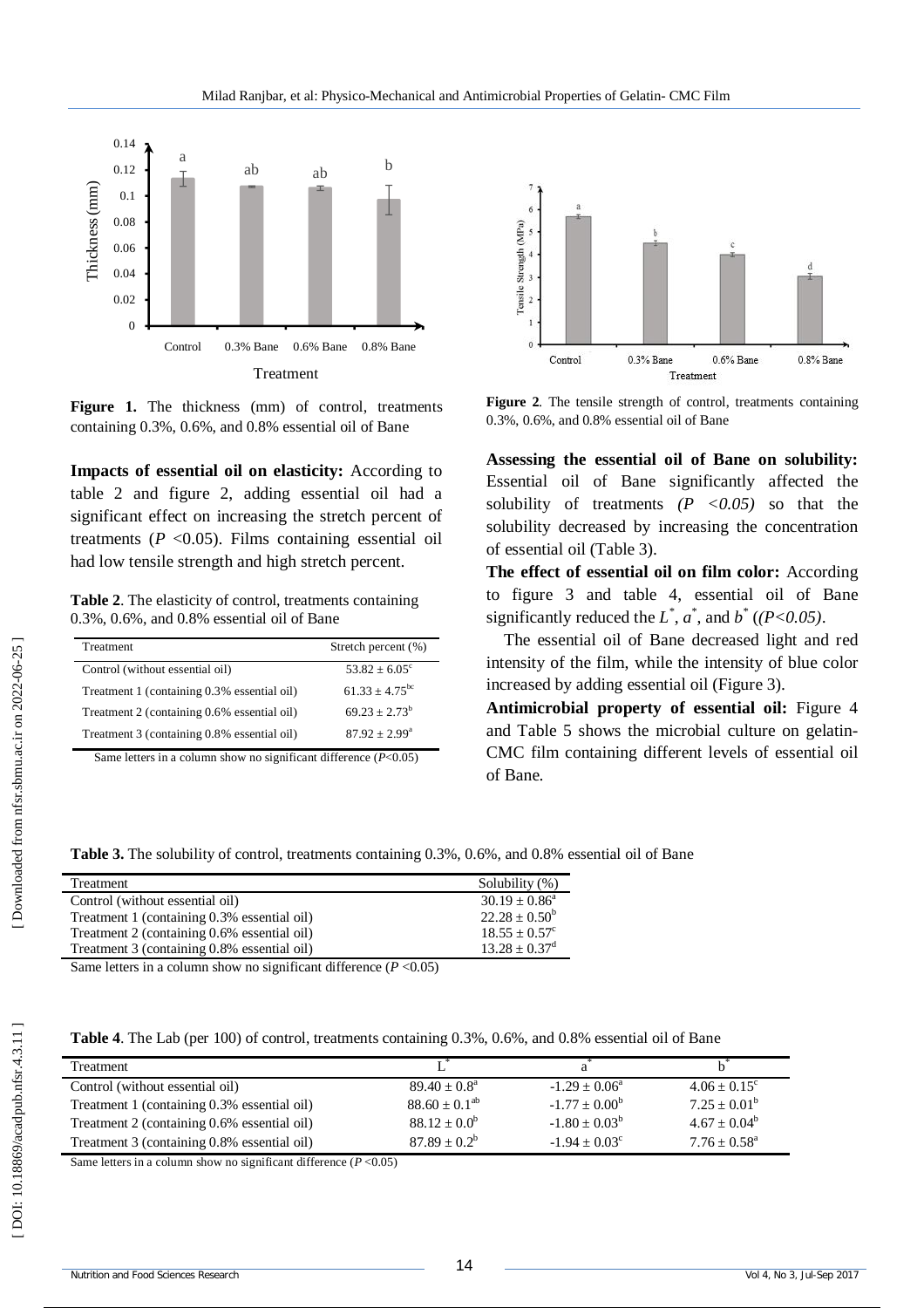**Figure 1.** The thickness (mm) of control, treatments containing 0.3%, 0.6%, and 0.8% essential oil of Bane

**Figure 2**. The tensile strength of control, treatments containing 0.3%, 0.6%, and 0.8% essential oil of Bane

**Impacts of essential oil on elasticity:** According to table 2 and figure 2, adding essential oil had a significant effect on increasing the stretch percent of treatments ($P < 0.05$). Films containing essential oil had low tensile strength and high stretch percent.

**Table 2**. The elasticity of control, treatments containing 0.3%, 0.6%, and 0.8% essential oil of Bane

| Treatment | Stretch percent (%) |
|---|---|
| Control (without essential oil) | $53.82 \pm 6.05^{c}$ |
| Treatment 1 (containing 0.3% essential oil) | $61.33 \pm 4.75^{bc}$ |
| Treatment 2 (containing 0.6% essential oil) | $69.23 \pm 2.73^{b}$ |
| Treatment 3 (containing 0.8% essential oil) | $87.92 \pm 2.99^{a}$ |

Same letters in a column show no significant difference ($P<0.05$)

**Assessing the essential oil of Bane on solubility:** Essential oil of Bane significantly affected the solubility of treatments *($P < 0.05$)* so that the solubility decreased by increasing the concentration of essential oil (Table 3).

**The effect of essential oil on film color:** According to figure 3 and table 4, essential oil of Bane significantly reduced the $L^*$, $a^*$, and $b^*$ (*($P<0.05$)*.

The essential oil of Bane decreased light and red intensity of the film, while the intensity of blue color increased by adding essential oil (Figure 3).

**Antimicrobial property of essential oil:** Figure 4 and Table 5 shows the microbial culture on gelatin-CMC film containing different levels of essential oil of Bane.

**Table 3.** The solubility of control, treatments containing 0.3%, 0.6%, and 0.8% essential oil of Bane

| Treatment | Solubility (%) |
|---|---|
| Control (without essential oil) | $30.19 \pm 0.86^{a}$ |
| Treatment 1 (containing 0.3% essential oil) | $22.28 \pm 0.50^{b}$ |
| Treatment 2 (containing 0.6% essential oil) | $18.55 \pm 0.57^{c}$ |
| Treatment 3 (containing 0.8% essential oil) | $13.28 \pm 0.37^{d}$ |

Same letters in a column show no significant difference ($P < 0.05$)

**Table 4**. The Lab (per 100) of control, treatments containing 0.3%, 0.6%, and 0.8% essential oil of Bane

| Treatment | $L^*$ | $a^*$ | $b^*$ |
|---|---|---|---|
| Control (without essential oil) | $89.40 \pm 0.8^{a}$ | $-1.29 \pm 0.06^{a}$ | $4.06 \pm 0.15^{c}$ |
| Treatment 1 (containing 0.3% essential oil) | $88.60 \pm 0.1^{ab}$ | $-1.77 \pm 0.00^{b}$ | $7.25 \pm 0.01^{b}$ |
| Treatment 2 (containing 0.6% essential oil) | $88.12 \pm 0.0^{b}$ | $-1.80 \pm 0.03^{b}$ | $4.67 \pm 0.04^{b}$ |
| Treatment 3 (containing 0.8% essential oil) | $87.89 \pm 0.2^{b}$ | $-1.94 \pm 0.03^{c}$ | $7.76 \pm 0.58^{a}$ |

Same letters in a column show no significant difference ($P < 0.05$)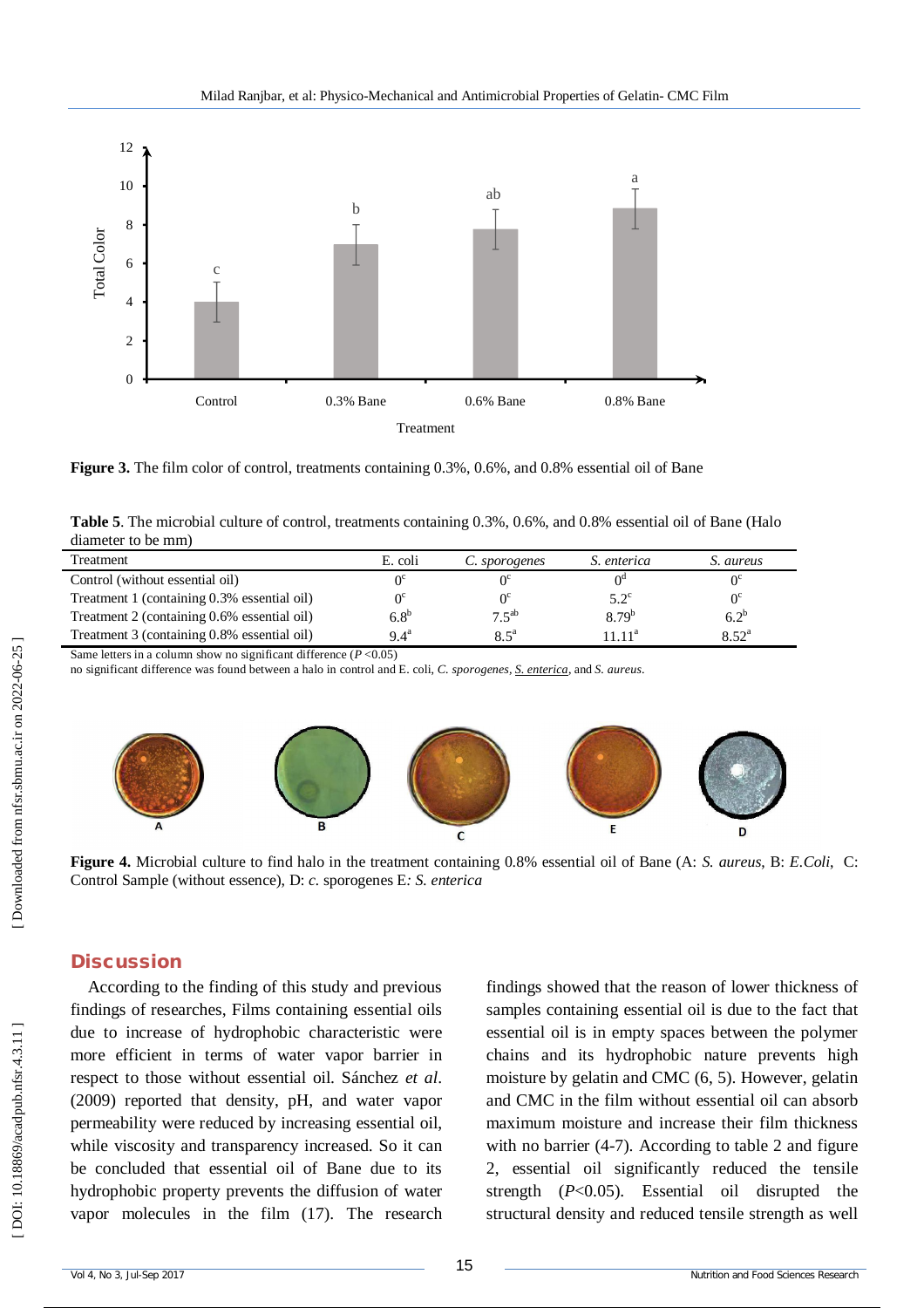Figure 3. The film color of control, treatments containing 0.3%, 0.6%, and 0.8% essential oil of Bane

**Table 5**. The microbial culture of control, treatments containing 0.3%, 0.6%, and 0.8% essential oil of Bane (Halo diameter to be mm)

| Treatment | E. coli | *C. sporogenes* | *S. enterica* | *S. aureus* |
|---|---|---|---|---|
| Control (without essential oil) | $0^c$ | $0^c$ | $0^d$ | $0^c$ |
| Treatment 1 (containing 0.3% essential oil) | $0^c$ | $0^c$ | $5.2^c$ | $0^c$ |
| Treatment 2 (containing 0.6% essential oil) | $6.8^b$ | $7.5^{ab}$ | $8.79^b$ | $6.2^b$ |
| Treatment 3 (containing 0.8% essential oil) | $9.4^a$ | $8.5^a$ | $11.11^a$ | $8.52^a$ |

Same letters in a column show no significant difference ($P$ <0.05)
no significant difference was found between a halo in control and E. coli, *C. sporogenes*, *S. enterica*, and *S. aureus*.

**Figure 4.** Microbial culture to find halo in the treatment containing 0.8% essential oil of Bane (A: *S. aureus*, B: *E.Coli*, C: Control Sample (without essence), D: *c.* sporogenes E*: S. enterica*

## Discussion

According to the finding of this study and previous findings of researches, Films containing essential oils due to hydrophobic characteristic were more efficient in terms of water vapor barrier in respect to those without essential oil. Sánchez *et al.* (2009) reported that density, pH, and water vapor permeability were reduced by increasing essential oil, while viscosity and transparency increased. So it can be concluded that essential oil of Bane due to its hydrophobic property prevents the diffusion of water vapor molecules in the film (17). The research findings showed that the reason of lower thickness of samples containing essential oil is due to the fact that essential oil is in empty spaces between the polymer chains and its hydrophobic nature prevents high moisture by gelatin and CMC (6, 5). However, gelatin and CMC in the film without essential oil can absorb maximum moisture and increase their film thickness with no barrier (4-7). According to table 2 and figure 2, essential oil significantly reduced the tensile strength ($P$<0.05). Essential oil disrupted the structural density and reduced tensile strength as well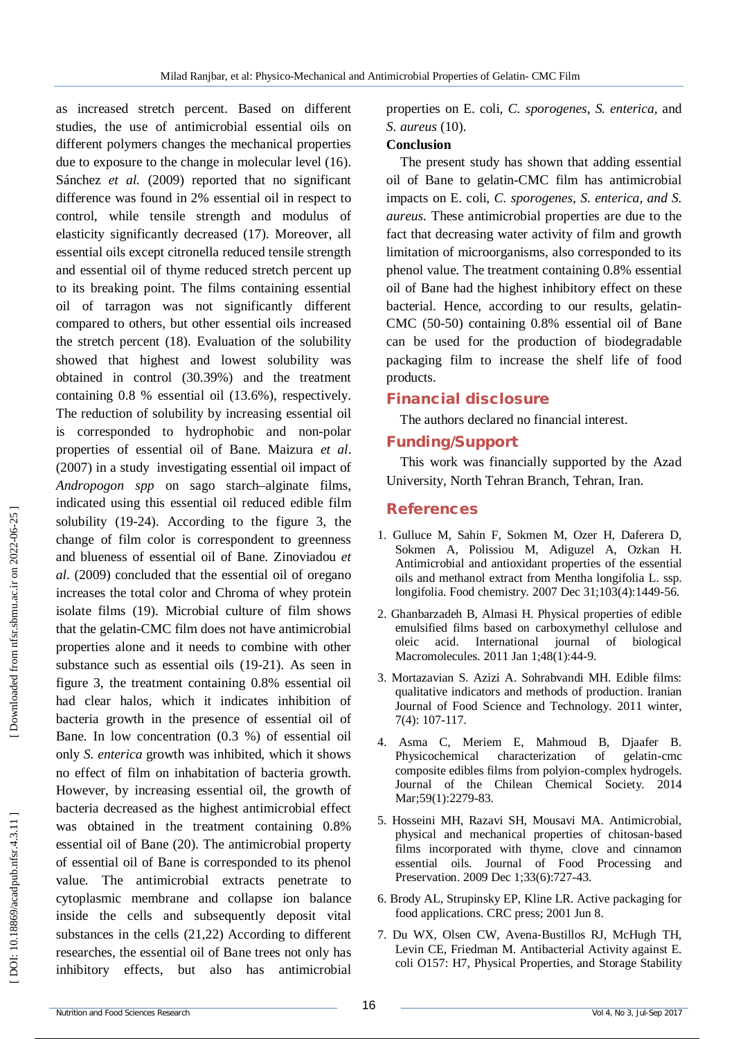as increased stretch percent. Based on different studies, the use of antimicrobial essential oils on different polymers changes the mechanical properties due to exposure to the change in molecular level (16). Sánchez *et al.* (2009) reported that no significant difference was found in 2% essential oil in respect to control, while tensile strength and modulus of elasticity significantly decreased (17). Moreover, all essential oils except citronella reduced tensile strength and essential oil of thyme reduced stretch percent up to its breaking point. The films containing essential oil of tarragon was not significantly different compared to others, but other essential oils increased the stretch percent (18). Evaluation of the solubility showed that highest and lowest solubility was obtained in control (30.39%) and the treatment containing 0.8 % essential oil (13.6%), respectively. The reduction of solubility by increasing essential oil is corresponded to hydrophobic and non-polar properties of essential oil of Bane. Maizura *et al*. (2007) in a study investigating essential oil impact of *Andropogon spp* on sago starch–alginate films, indicated using this essential oil reduced edible film solubility (19-24). According to the figure 3, the change of film color is correspondent to greenness and blueness of essential oil of Bane. Zinoviadou *et al*. (2009) concluded that the essential oil of oregano increases the total color and Chroma of whey protein isolate films (19). Microbial culture of film shows that the gelatin-CMC film does not have antimicrobial properties alone and it needs to combine with other substance such as essential oils (19-21). As seen in figure 3, the treatment containing 0.8% essential oil had clear halos, which it indicates inhibition of bacteria growth in the presence of essential oil of Bane. In low concentration (0.3 %) of essential oil only *S. enterica* growth was inhibited, which it shows no effect of film on inhabitation of bacteria growth. However, by increasing essential oil, the growth of bacteria decreased as the highest antimicrobial effect was obtained in the treatment containing 0.8% essential oil of Bane (20). The antimicrobial property of essential oil of Bane is corresponded to its phenol value. The antimicrobial extracts penetrate to cytoplasmic membrane and collapse ion balance inside the cells and subsequently deposit vital substances in the cells (21,22) According to different researches, the essential oil of Bane trees not only has inhibitory effects, but also has antimicrobial properties on E. coli, *C. sporogenes*, *S. enterica*, and *S. aureus* (10).

**Conclusion**

The present study has shown that adding essential oil of Bane to gelatin-CMC film has antimicrobial impacts on E. coli, *C. sporogenes, S. enterica, and S. aureus.* These antimicrobial properties are due to the fact that decreasing water activity of film and growth limitation of microorganisms, also corresponded to its phenol value. The treatment containing 0.8% essential oil of Bane had the highest inhibitory effect on these bacterial. Hence, according to our results, gelatin-CMC (50-50) containing 0.8% essential oil of Bane can be used for the production of biodegradable packaging film to increase the shelf life of food products.

## Financial disclosure

The authors declared no financial interest.

## Funding/Support

This work was financially supported by the Azad University, North Tehran Branch, Tehran, Iran.

## References

1. Gulluce M, Sahin F, Sokmen M, Ozer H, Daferera D, Sokmen A, Polissiou M, Adiguzel A, Ozkan H. Antimicrobial and antioxidant properties of the essential oils and methanol extract from Mentha longifolia L. ssp. longifolia. Food chemistry. 2007 Dec 31;103(4):1449-56.
2. Ghanbarzadeh B, Almasi H. Physical properties of edible emulsified films based on carboxymethyl cellulose and oleic acid. International journal of biological Macromolecules. 2011 Jan 1;48(1):44-9.
3. Mortazavian S. Azizi A. Sohrabvandi MH. Edible films: qualitative indicators and methods of production. Iranian Journal of Food Science and Technology. 2011 winter, 7(4): 107-117.
4. Asma C, Meriem E, Mahmoud B, Djaafer B. Physicochemical characterization of gelatin-cmc composite edibles films from polyion-complex hydrogels. Journal of the Chilean Chemical Society. 2014 Mar;59(1):2279-83.
5. Hosseini MH, Razavi SH, Mousavi MA. Antimicrobial, physical and mechanical properties of chitosan‐based films incorporated with thyme, clove and cinnamon essential oils. Journal of Food Processing and Preservation. 2009 Dec 1;33(6):727-43.
6. Brody AL, Strupinsky EP, Kline LR. Active packaging for food applications. CRC press; 2001 Jun 8.
7. Du WX, Olsen CW, Avena‐Bustillos RJ, McHugh TH, Levin CE, Friedman M. Antibacterial Activity against E. coli O157: H7, Physical Properties, and Storage Stability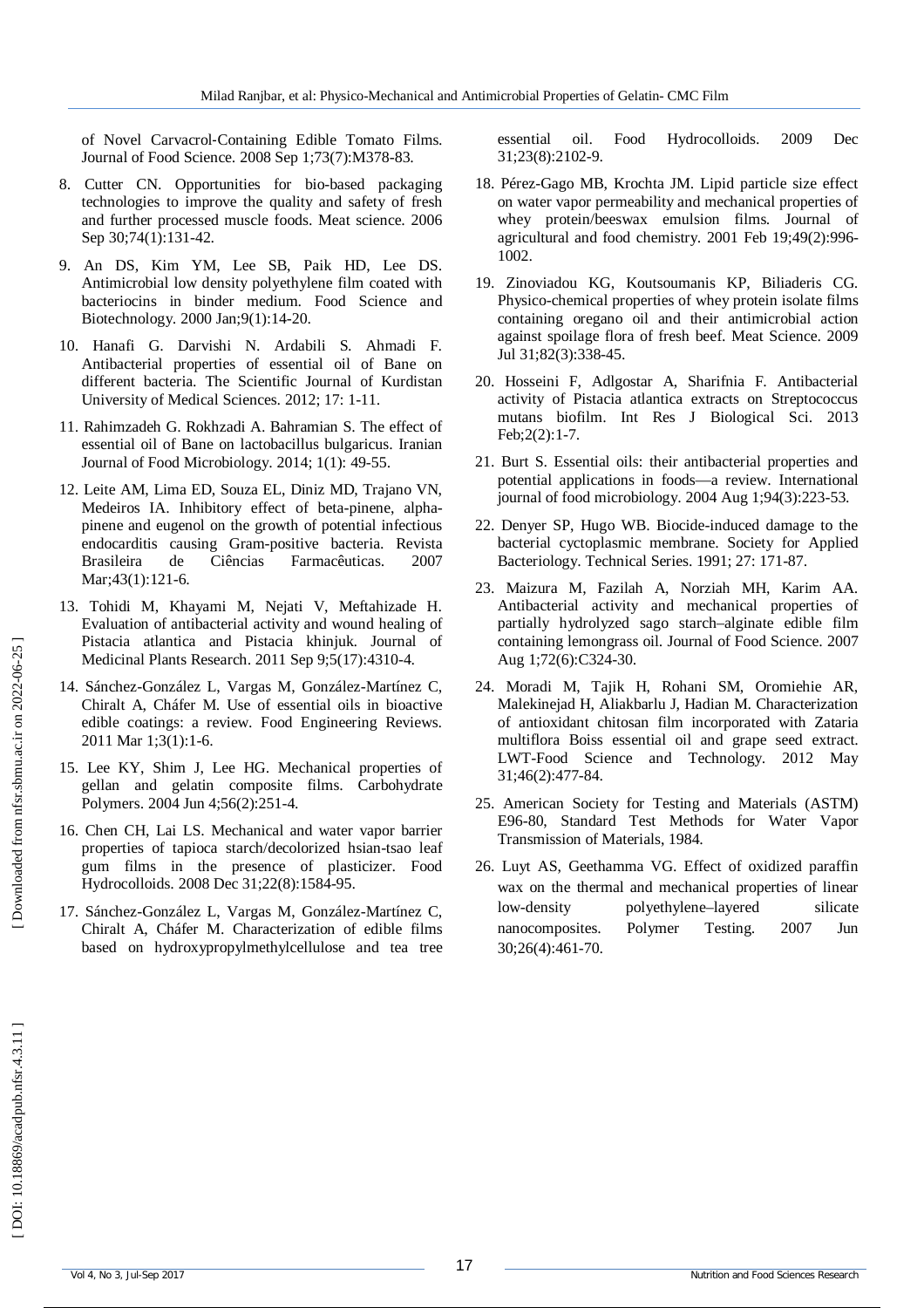of Novel Carvacrol-Containing Edible Tomato Films. Journal of Food Science. 2008 Sep 1;73(7):M378-83.

8. Cutter CN. Opportunities for bio-based packaging technologies to improve the quality and safety of fresh and further processed muscle foods. Meat science. 2006 Sep 30;74(1):131-42.

9. An DS, Kim YM, Lee SB, Paik HD, Lee DS. Antimicrobial low density polyethylene film coated with bacteriocins in binder medium. Food Science and Biotechnology. 2000 Jan;9(1):14-20.

10. Hanafi G. Darvishi N. Ardabili S. Ahmadi F. Antibacterial properties of essential oil of Bane on different bacteria. The Scientific Journal of Kurdistan University of Medical Sciences. 2012; 17: 1-11.

11. Rahimzadeh G. Rokhzadi A. Bahramian S. The effect of essential oil of Bane on lactobacillus bulgaricus. Iranian Journal of Food Microbiology. 2014; 1(1): 49-55.

12. Leite AM, Lima ED, Souza EL, Diniz MD, Trajano VN, Medeiros IA. Inhibitory effect of beta-pinene, alpha-pinene and eugenol on the growth of potential infectious endocarditis causing Gram-positive bacteria. Revista Brasileira de Ciências Farmacêuticas. 2007 Mar;43(1):121-6.

13. Tohidi M, Khayami M, Nejati V, Meftahizade H. Evaluation of antibacterial activity and wound healing of Pistacia atlantica and Pistacia khinjuk. Journal of Medicinal Plants Research. 2011 Sep 9;5(17):4310-4.

14. Sánchez-González L, Vargas M, González-Martínez C, Chiralt A, Cháfer M. Use of essential oils in bioactive edible coatings: a review. Food Engineering Reviews. 2011 Mar 1;3(1):1-6.

15. Lee KY, Shim J, Lee HG. Mechanical properties of gellan and gelatin composite films. Carbohydrate Polymers. 2004 Jun 4;56(2):251-4.

16. Chen CH, Lai LS. Mechanical and water vapor barrier properties of tapioca starch/decolorized hsian-tsao leaf gum films in the presence of plasticizer. Food Hydrocolloids. 2008 Dec 31;22(8):1584-95.

17. Sánchez-González L, Vargas M, González-Martínez C, Chiralt A, Cháfer M. Characterization of edible films based on hydroxypropylmethylcellulose and tea tree essential oil. Food Hydrocolloids. 2009 Dec 31;23(8):2102-9.

18. Pérez-Gago MB, Krochta JM. Lipid particle size effect on water vapor permeability and mechanical properties of whey protein/beeswax emulsion films. Journal of agricultural and food chemistry. 2001 Feb 19;49(2):996-1002.

19. Zinoviadou KG, Koutsoumanis KP, Biliaderis CG. Physico-chemical properties of whey protein isolate films containing oregano oil and their antimicrobial action against spoilage flora of fresh beef. Meat Science. 2009 Jul 31;82(3):338-45.

20. Hosseini F, Adlgostar A, Sharifnia F. Antibacterial activity of Pistacia atlantica extracts on Streptococcus mutans biofilm. Int Res J Biological Sci. 2013 Feb;2(2):1-7.

21. Burt S. Essential oils: their antibacterial properties and potential applications in foods—a review. International journal of food microbiology. 2004 Aug 1;94(3):223-53.

22. Denyer SP, Hugo WB. Biocide-induced damage to the bacterial cyctoplasmic membrane. Society for Applied Bacteriology. Technical Series. 1991; 27: 171-87.

23. Maizura M, Fazilah A, Norziah MH, Karim AA. Antibacterial activity and mechanical properties of partially hydrolyzed sago starch–alginate edible film containing lemongrass oil. Journal of Food Science. 2007 Aug 1;72(6):C324-30.

24. Moradi M, Tajik H, Rohani SM, Oromiehie AR, Malekinejad H, Aliakbarlu J, Hadian M. Characterization of antioxidant chitosan film incorporated with Zataria multiflora Boiss essential oil and grape seed extract. LWT-Food Science and Technology. 2012 May 31;46(2):477-84.

25. American Society for Testing and Materials (ASTM) E96-80, Standard Test Methods for Water Vapor Transmission of Materials, 1984.

26. Luyt AS, Geethamma VG. Effect of oxidized paraffin wax on the thermal and mechanical properties of linear low-density polyethylene–layered silicate nanocomposites. Polymer Testing. 2007 Jun 30;26(4):461-70.